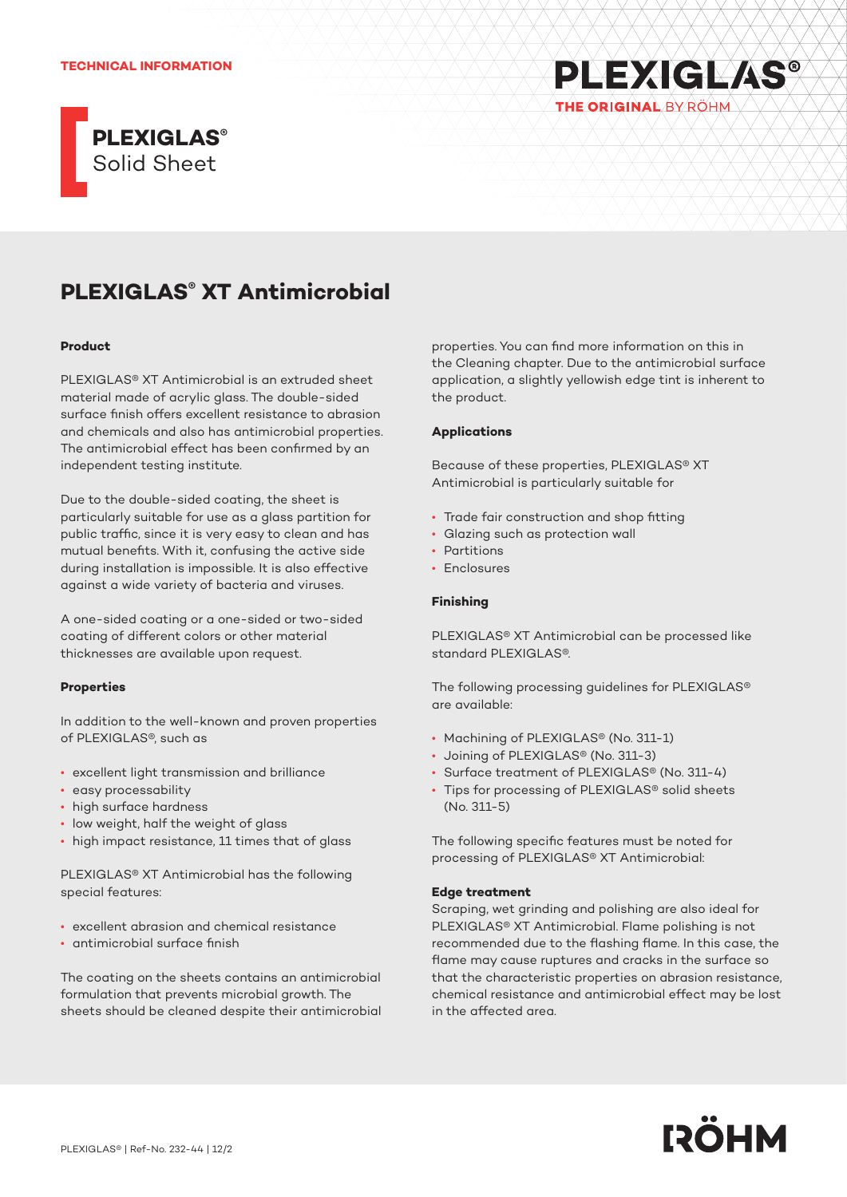TECHNICAL INFORMATION

**PLEXIGLAS®**
Solid Sheet

# PLEXIGLAS® XT Antimicrobial

### Product

PLEXIGLAS® XT Antimicrobial is an extruded sheet material made of acrylic glass. The double-sided surface finish offers excellent resistance to abrasion and chemicals and also has antimicrobial properties. The antimicrobial effect has been confirmed by an independent testing institute.

Due to the double-sided coating, the sheet is particularly suitable for use as a glass partition for public traffic, since it is very easy to clean and has mutual benefits. With it, confusing the active side during installation is impossible. It is also effective against a wide variety of bacteria and viruses.

A one-sided coating or a one-sided or two-sided coating of different colors or other material thicknesses are available upon request.

### Properties

In addition to the well-known and proven properties of PLEXIGLAS®, such as

- excellent light transmission and brilliance
- easy processability
- high surface hardness
- low weight, half the weight of glass
- high impact resistance, 11 times that of glass

PLEXIGLAS® XT Antimicrobial has the following special features:

- excellent abrasion and chemical resistance
- antimicrobial surface finish

The coating on the sheets contains an antimicrobial formulation that prevents microbial growth. The sheets should be cleaned despite their antimicrobial properties. You can find more information on this in the Cleaning chapter. Due to the antimicrobial surface application, a slightly yellowish edge tint is inherent to the product.

### Applications

Because of these properties, PLEXIGLAS® XT Antimicrobial is particularly suitable for

- Trade fair construction and shop fitting
- Glazing such as protection wall
- Partitions
- Enclosures

### Finishing

PLEXIGLAS® XT Antimicrobial can be processed like standard PLEXIGLAS®.

The following processing guidelines for PLEXIGLAS® are available:

- Machining of PLEXIGLAS® (No. 311-1)
- Joining of PLEXIGLAS® (No. 311-3)
- Surface treatment of PLEXIGLAS® (No. 311-4)
- Tips for processing of PLEXIGLAS® solid sheets (No. 311-5)

The following specific features must be noted for processing of PLEXIGLAS® XT Antimicrobial:

**Edge treatment**
Scraping, wet grinding and polishing are also ideal for PLEXIGLAS® XT Antimicrobial. Flame polishing is not recommended due to the flashing flame. In this case, the flame may cause ruptures and cracks in the surface so that the characteristic properties on abrasion resistance, chemical resistance and antimicrobial effect may be lost in the affected area.

PLEXIGLAS® | Ref-No. 232-44 | 12/2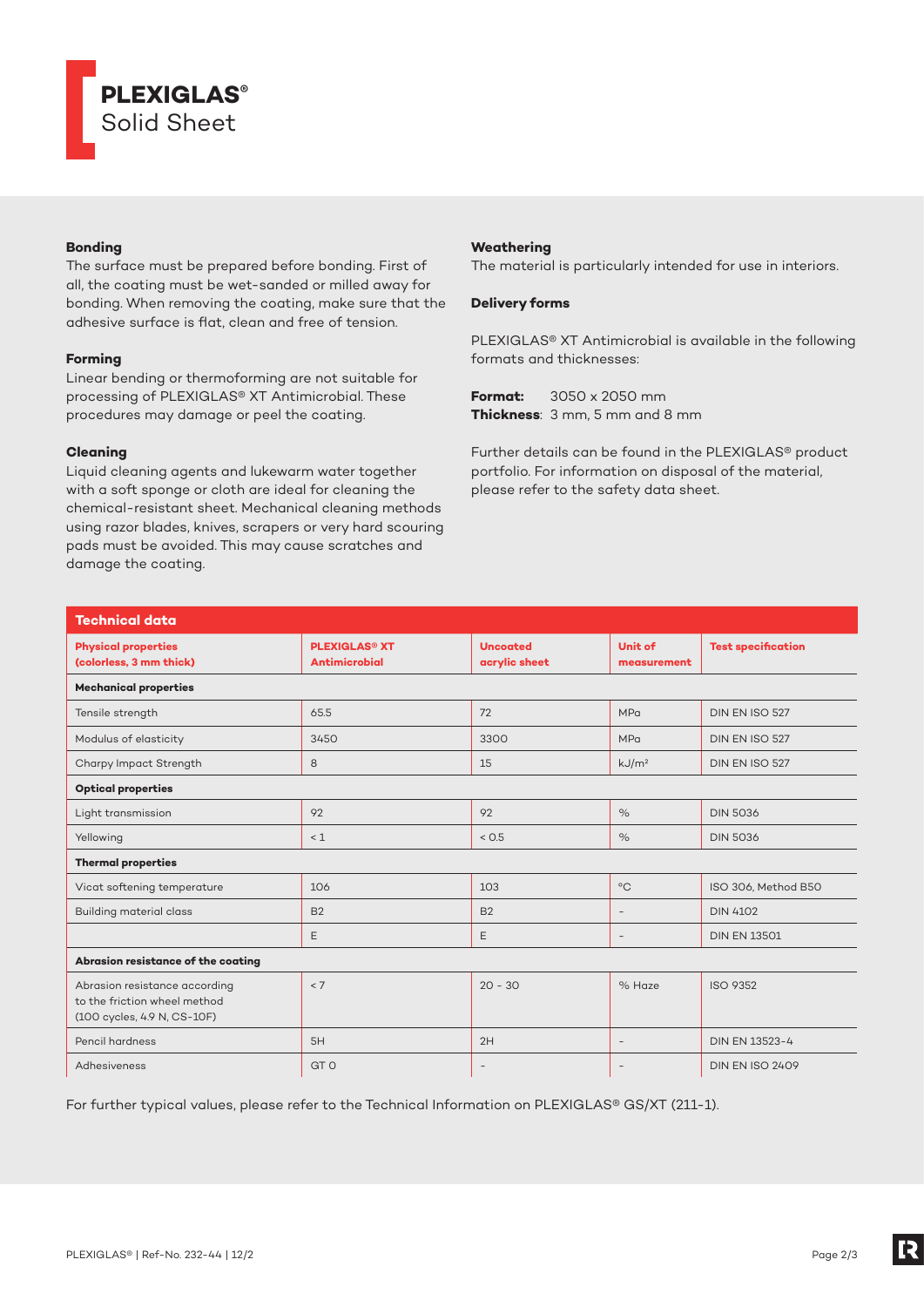**PLEXIGLAS®**
Solid Sheet

### Bonding

The surface must be prepared before bonding. First of all, the coating must be wet-sanded or milled away for bonding. When removing the coating, make sure that the adhesive surface is flat, clean and free of tension.

### Forming

Linear bending or thermoforming are not suitable for processing of PLEXIGLAS® XT Antimicrobial. These procedures may damage or peel the coating.

### Cleaning

Liquid cleaning agents and lukewarm water together with a soft sponge or cloth are ideal for cleaning the chemical-resistant sheet. Mechanical cleaning methods using razor blades, knives, scrapers or very hard scouring pads must be avoided. This may cause scratches and damage the coating.

### Weathering

The material is particularly intended for use in interiors.

### Delivery forms

PLEXIGLAS® XT Antimicrobial is available in the following formats and thicknesses:

**Format:** 3050 x 2050 mm
**Thickness**: 3 mm, 5 mm and 8 mm

Further details can be found in the PLEXIGLAS® product portfolio. For information on disposal of the material, please refer to the safety data sheet.

### Technical data

| Physical properties (colorless, 3 mm thick) | PLEXIGLAS® XT Antimicrobial | Uncoated acrylic sheet | Unit of measurement | Test specification |
|---|---|---|---|---|
| **Mechanical properties** | | | | |
| Tensile strength | 65.5 | 72 | MPa | DIN EN ISO 527 |
| Modulus of elasticity | 3450 | 3300 | MPa | DIN EN ISO 527 |
| Charpy Impact Strength | 8 | 15 | kJ/m² | DIN EN ISO 527 |
| **Optical properties** | | | | |
| Light transmission | 92 | 92 | % | DIN 5036 |
| Yellowing | < 1 | < 0.5 | % | DIN 5036 |
| **Thermal properties** | | | | |
| Vicat softening temperature | 106 | 103 | °C | ISO 306, Method B50 |
| Building material class | B2 | B2 | - | DIN 4102 |
| | E | E | - | DIN EN 13501 |
| **Abrasion resistance of the coating** | | | | |
| Abrasion resistance according to the friction wheel method (100 cycles, 4.9 N, CS-10F) | < 7 | 20 - 30 | % Haze | ISO 9352 |
| Pencil hardness | 5H | 2H | - | DIN EN 13523-4 |
| Adhesiveness | GT 0 | - | - | DIN EN ISO 2409 |

For further typical values, please refer to the Technical Information on PLEXIGLAS® GS/XT (211-1).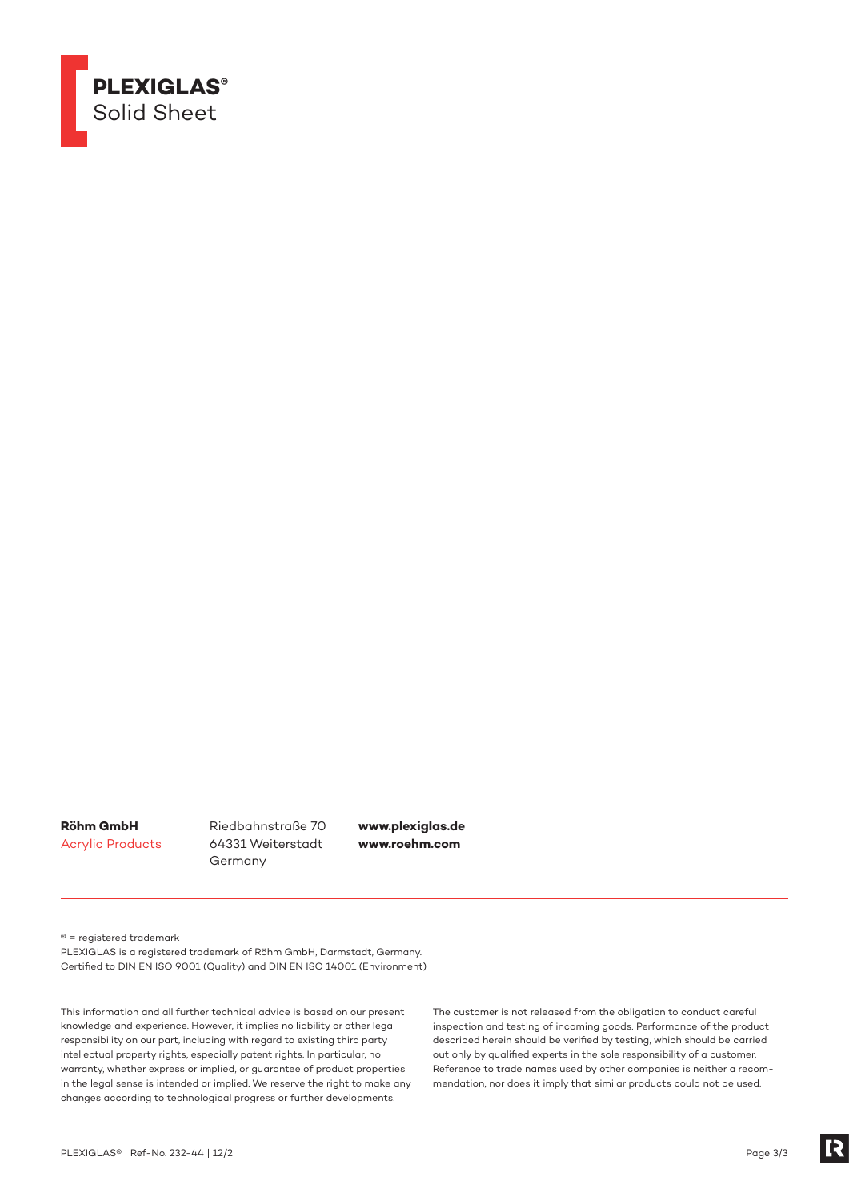**PLEXIGLAS®**
Solid Sheet

**Röhm GmbH**
Acrylic Products

Riedbahnstraße 70
64331 Weiterstadt
Germany

**www.plexiglas.de**
**www.roehm.com**

® = registered trademark
PLEXIGLAS is a registered trademark of Röhm GmbH, Darmstadt, Germany.
Certified to DIN EN ISO 9001 (Quality) and DIN EN ISO 14001 (Environment)

This information and all further technical advice is based on our present knowledge and experience. However, it implies no liability or other legal responsibility on our part, including with regard to existing third party intellectual property rights, especially patent rights. In particular, no warranty, whether express or implied, or guarantee of product properties in the legal sense is intended or implied. We reserve the right to make any changes according to technological progress or further developments.

The customer is not released from the obligation to conduct careful inspection and testing of incoming goods. Performance of the product described herein should be verified by testing, which should be carried out only by qualified experts in the sole responsibility of a customer. Reference to trade names used by other companies is neither a recommendation, nor does it imply that similar products could not be used.

PLEXIGLAS® | Ref-No. 232-44 | 12/2